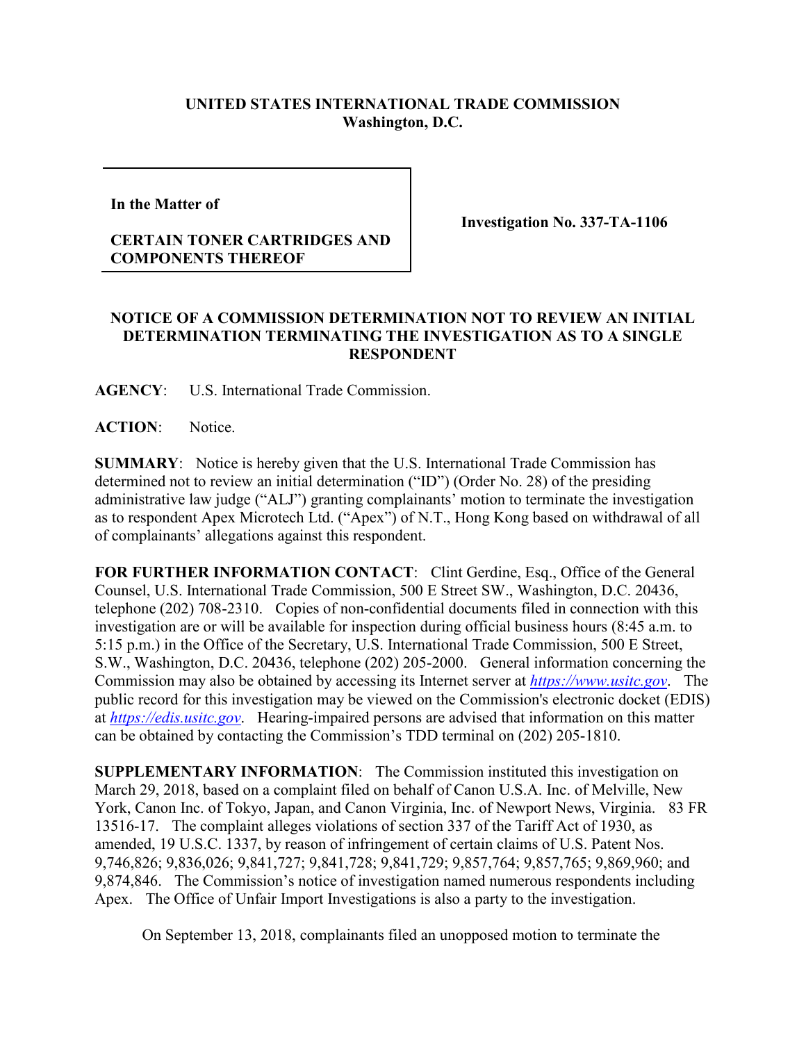**UNITED STATES INTERNATIONAL TRADE COMMISSION**
**Washington, D.C.**

| In the Matter of CERTAIN TONER CARTRIDGES AND COMPONENTS THEREOF | Investigation No. 337-TA-1106 |
|---|---|

**NOTICE OF A COMMISSION DETERMINATION NOT TO REVIEW AN INITIAL DETERMINATION TERMINATING THE INVESTIGATION AS TO A SINGLE RESPONDENT**

**AGENCY**: U.S. International Trade Commission.

**ACTION**: Notice.

**SUMMARY**: Notice is hereby given that the U.S. International Trade Commission has determined not to review an initial determination ("ID") (Order No. 28) of the presiding administrative law judge ("ALJ") granting complainants' motion to terminate the investigation as to respondent Apex Microtech Ltd. ("Apex") of N.T., Hong Kong based on withdrawal of all of complainants' allegations against this respondent.

**FOR FURTHER INFORMATION CONTACT**: Clint Gerdine, Esq., Office of the General Counsel, U.S. International Trade Commission, 500 E Street SW., Washington, D.C. 20436, telephone (202) 708-2310. Copies of non-confidential documents filed in connection with this investigation are or will be available for inspection during official business hours (8:45 a.m. to 5:15 p.m.) in the Office of the Secretary, U.S. International Trade Commission, 500 E Street, S.W., Washington, D.C. 20436, telephone (202) 205-2000. General information concerning the Commission may also be obtained by accessing its Internet server at *https://www.usitc.gov*. The public record for this investigation may be viewed on the Commission's electronic docket (EDIS) at *https://edis.usitc.gov*. Hearing-impaired persons are advised that information on this matter can be obtained by contacting the Commission's TDD terminal on (202) 205-1810.

**SUPPLEMENTARY INFORMATION**: The Commission instituted this investigation on March 29, 2018, based on a complaint filed on behalf of Canon U.S.A. Inc. of Melville, New York, Canon Inc. of Tokyo, Japan, and Canon Virginia, Inc. of Newport News, Virginia. 83 FR 13516-17. The complaint alleges violations of section 337 of the Tariff Act of 1930, as amended, 19 U.S.C. 1337, by reason of infringement of certain claims of U.S. Patent Nos. 9,746,826; 9,836,026; 9,841,727; 9,841,728; 9,841,729; 9,857,764; 9,857,765; 9,869,960; and 9,874,846. The Commission's notice of investigation named numerous respondents including Apex. The Office of Unfair Import Investigations is also a party to the investigation.

On September 13, 2018, complainants filed an unopposed motion to terminate the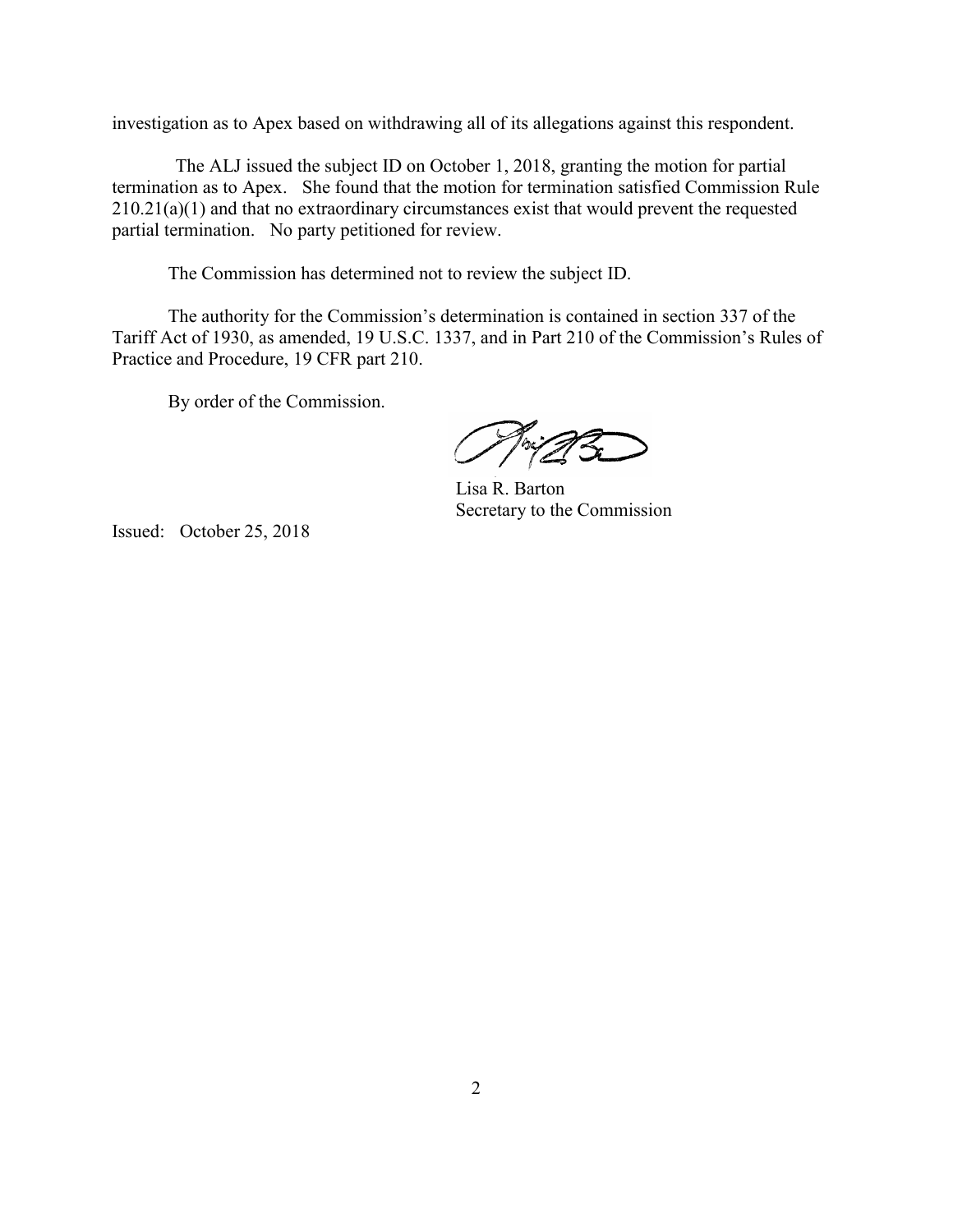investigation as to Apex based on withdrawing all of its allegations against this respondent.

The ALJ issued the subject ID on October 1, 2018, granting the motion for partial termination as to Apex. She found that the motion for termination satisfied Commission Rule 210.21(a)(1) and that no extraordinary circumstances exist that would prevent the requested partial termination. No party petitioned for review.

The Commission has determined not to review the subject ID.

The authority for the Commission's determination is contained in section 337 of the Tariff Act of 1930, as amended, 19 U.S.C. 1337, and in Part 210 of the Commission's Rules of Practice and Procedure, 19 CFR part 210.

By order of the Commission.

Lisa R. Barton
Secretary to the Commission

Issued: October 25, 2018